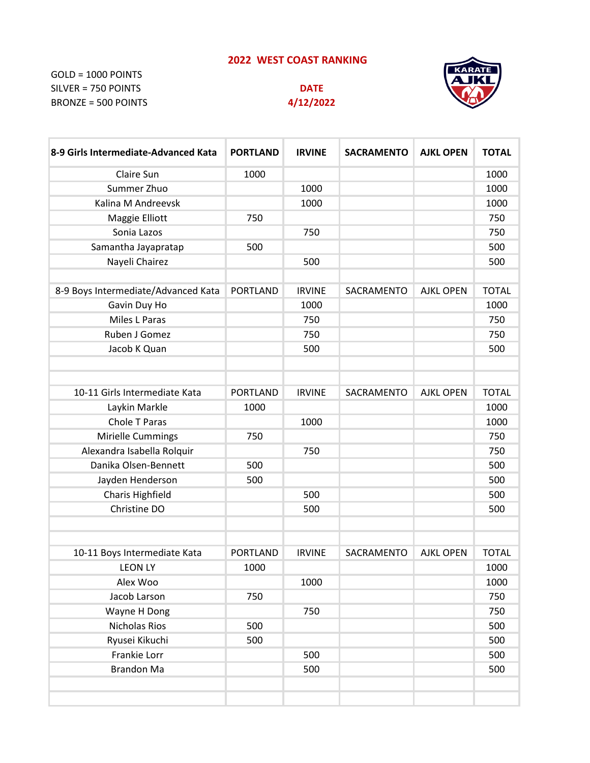## 2022 WEST COAST RANKING

GOLD = 1000 POINTS
SILVER = 750 POINTS
BRONZE = 500 POINTS

**DATE**
**4/12/2022**

| **8-9 Girls Intermediate-Advanced Kata** | **PORTLAND** | **IRVINE** | **SACRAMENTO** | **AJKL OPEN** | **TOTAL** |
|---|---|---|---|---|---|
| Claire Sun | 1000 | | | | 1000 |
| Summer Zhuo | | 1000 | | | 1000 |
| Kalina M Andreevsk | | 1000 | | | 1000 |
| Maggie Elliott | 750 | | | | 750 |
| Sonia Lazos | | 750 | | | 750 |
| Samantha Jayapratap | 500 | | | | 500 |
| Nayeli Chairez | | 500 | | | 500 |
| | | | | | |
| 8-9 Boys Intermediate/Advanced Kata | PORTLAND | IRVINE | SACRAMENTO | AJKL OPEN | TOTAL |
| Gavin Duy Ho | | 1000 | | | 1000 |
| Miles L Paras | | 750 | | | 750 |
| Ruben J Gomez | | 750 | | | 750 |
| Jacob K Quan | | 500 | | | 500 |
| | | | | | |
| | | | | | |
| 10-11 Girls Intermediate Kata | PORTLAND | IRVINE | SACRAMENTO | AJKL OPEN | TOTAL |
| Laykin Markle | 1000 | | | | 1000 |
| Chole T Paras | | 1000 | | | 1000 |
| Mirielle Cummings | 750 | | | | 750 |
| Alexandra Isabella Rolquir | | 750 | | | 750 |
| Danika Olsen-Bennett | 500 | | | | 500 |
| Jayden Henderson | 500 | | | | 500 |
| Charis Highfield | | 500 | | | 500 |
| Christine DO | | 500 | | | 500 |
| | | | | | |
| | | | | | |
| 10-11 Boys Intermediate Kata | PORTLAND | IRVINE | SACRAMENTO | AJKL OPEN | TOTAL |
| LEON LY | 1000 | | | | 1000 |
| Alex Woo | | 1000 | | | 1000 |
| Jacob Larson | 750 | | | | 750 |
| Wayne H Dong | | 750 | | | 750 |
| Nicholas Rios | 500 | | | | 500 |
| Ryusei Kikuchi | 500 | | | | 500 |
| Frankie Lorr | | 500 | | | 500 |
| Brandon Ma | | 500 | | | 500 |
| | | | | | |
| | | | | | |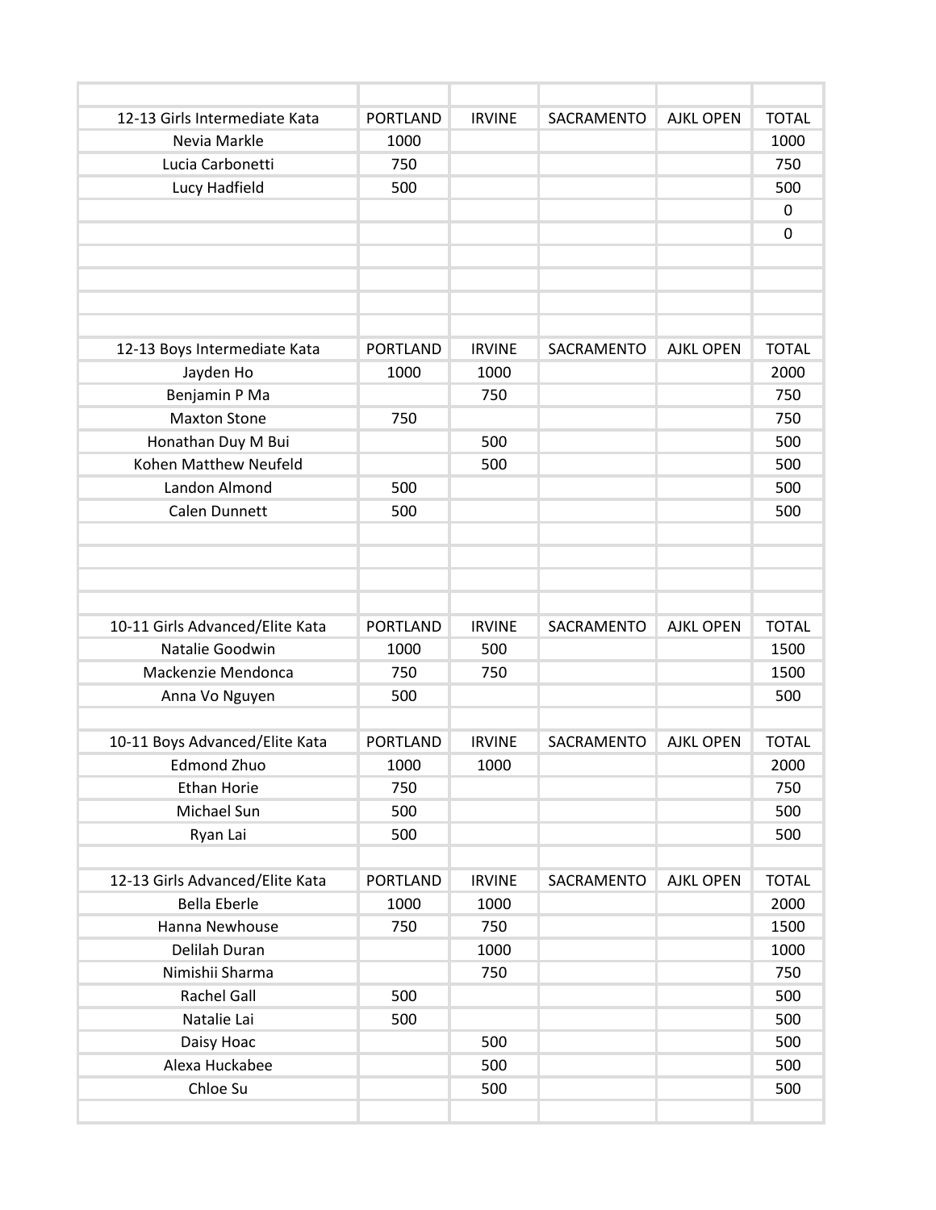| 12-13 Girls Intermediate Kata | PORTLAND | IRVINE | SACRAMENTO | AJKL OPEN | TOTAL |
|---|---|---|---|---|---|
| Nevia Markle | 1000 | | | | 1000 |
| Lucia Carbonetti | 750 | | | | 750 |
| Lucy Hadfield | 500 | | | | 500 |
| | | | | | 0 |
| | | | | | 0 |

| 12-13 Boys Intermediate Kata | PORTLAND | IRVINE | SACRAMENTO | AJKL OPEN | TOTAL |
|---|---|---|---|---|---|
| Jayden Ho | 1000 | 1000 | | | 2000 |
| Benjamin P Ma | | 750 | | | 750 |
| Maxton Stone | 750 | | | | 750 |
| Honathan Duy M Bui | | 500 | | | 500 |
| Kohen Matthew Neufeld | | 500 | | | 500 |
| Landon Almond | 500 | | | | 500 |
| Calen Dunnett | 500 | | | | 500 |

| 10-11 Girls Advanced/Elite Kata | PORTLAND | IRVINE | SACRAMENTO | AJKL OPEN | TOTAL |
|---|---|---|---|---|---|
| Natalie Goodwin | 1000 | 500 | | | 1500 |
| Mackenzie Mendonca | 750 | 750 | | | 1500 |
| Anna Vo Nguyen | 500 | | | | 500 |

| 10-11 Boys Advanced/Elite Kata | PORTLAND | IRVINE | SACRAMENTO | AJKL OPEN | TOTAL |
|---|---|---|---|---|---|
| Edmond Zhuo | 1000 | 1000 | | | 2000 |
| Ethan Horie | 750 | | | | 750 |
| Michael Sun | 500 | | | | 500 |
| Ryan Lai | 500 | | | | 500 |

| 12-13 Girls Advanced/Elite Kata | PORTLAND | IRVINE | SACRAMENTO | AJKL OPEN | TOTAL |
|---|---|---|---|---|---|
| Bella Eberle | 1000 | 1000 | | | 2000 |
| Hanna Newhouse | 750 | 750 | | | 1500 |
| Delilah Duran | | 1000 | | | 1000 |
| Nimishii Sharma | | 750 | | | 750 |
| Rachel Gall | 500 | | | | 500 |
| Natalie Lai | 500 | | | | 500 |
| Daisy Hoac | | 500 | | | 500 |
| Alexa Huckabee | | 500 | | | 500 |
| Chloe Su | | 500 | | | 500 |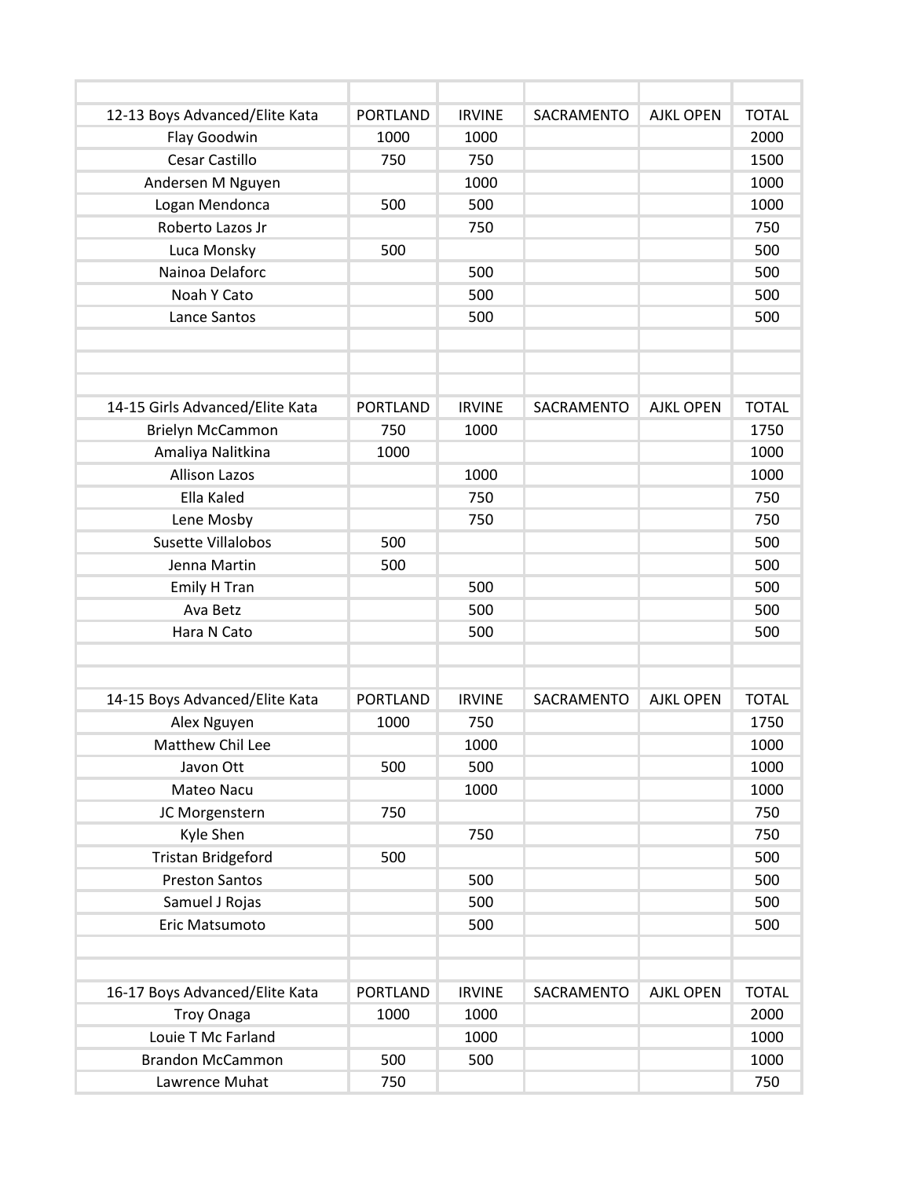| 12-13 Boys Advanced/Elite Kata | PORTLAND | IRVINE | SACRAMENTO | AJKL OPEN | TOTAL |
|---|---|---|---|---|---|
| Flay Goodwin | 1000 | 1000 | | | 2000 |
| Cesar Castillo | 750 | 750 | | | 1500 |
| Andersen M Nguyen | | 1000 | | | 1000 |
| Logan Mendonca | 500 | 500 | | | 1000 |
| Roberto Lazos Jr | | 750 | | | 750 |
| Luca Monsky | 500 | | | | 500 |
| Nainoa Delaforc | | 500 | | | 500 |
| Noah Y Cato | | 500 | | | 500 |
| Lance Santos | | 500 | | | 500 |

| 14-15 Girls Advanced/Elite Kata | PORTLAND | IRVINE | SACRAMENTO | AJKL OPEN | TOTAL |
|---|---|---|---|---|---|
| Brielyn McCammon | 750 | 1000 | | | 1750 |
| Amaliya Nalitkina | 1000 | | | | 1000 |
| Allison Lazos | | 1000 | | | 1000 |
| Ella Kaled | | 750 | | | 750 |
| Lene Mosby | | 750 | | | 750 |
| Susette Villalobos | 500 | | | | 500 |
| Jenna Martin | 500 | | | | 500 |
| Emily H Tran | | 500 | | | 500 |
| Ava Betz | | 500 | | | 500 |
| Hara N Cato | | 500 | | | 500 |

| 14-15 Boys Advanced/Elite Kata | PORTLAND | IRVINE | SACRAMENTO | AJKL OPEN | TOTAL |
|---|---|---|---|---|---|
| Alex Nguyen | 1000 | 750 | | | 1750 |
| Matthew Chil Lee | | 1000 | | | 1000 |
| Javon Ott | 500 | 500 | | | 1000 |
| Mateo Nacu | | 1000 | | | 1000 |
| JC Morgenstern | 750 | | | | 750 |
| Kyle Shen | | 750 | | | 750 |
| Tristan Bridgeford | 500 | | | | 500 |
| Preston Santos | | 500 | | | 500 |
| Samuel J Rojas | | 500 | | | 500 |
| Eric Matsumoto | | 500 | | | 500 |

| 16-17 Boys Advanced/Elite Kata | PORTLAND | IRVINE | SACRAMENTO | AJKL OPEN | TOTAL |
|---|---|---|---|---|---|
| Troy Onaga | 1000 | 1000 | | | 2000 |
| Louie T Mc Farland | | 1000 | | | 1000 |
| Brandon McCammon | 500 | 500 | | | 1000 |
| Lawrence Muhat | 750 | | | | 750 |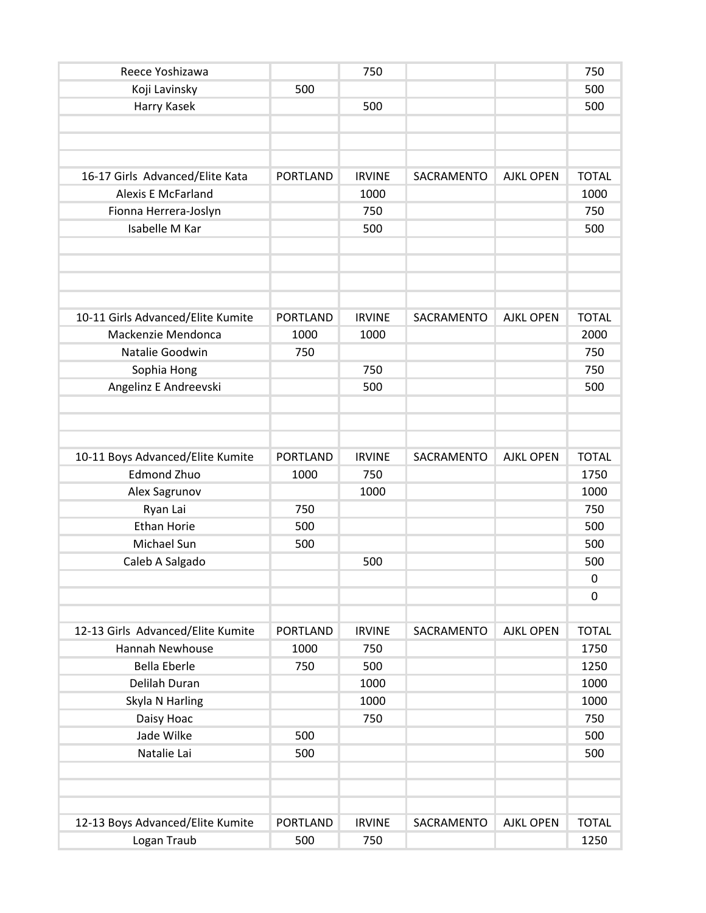| | | | | | |
|---|---|---|---|---|---|
| Reece Yoshizawa | | 750 | | | 750 |
| Koji Lavinsky | 500 | | | | 500 |
| Harry Kasek | | 500 | | | 500 |
| | | | | | |
| | | | | | |
| | | | | | |
| 16-17 Girls Advanced/Elite Kata | PORTLAND | IRVINE | SACRAMENTO | AJKL OPEN | TOTAL |
| Alexis E McFarland | | 1000 | | | 1000 |
| Fionna Herrera-Joslyn | | 750 | | | 750 |
| Isabelle M Kar | | 500 | | | 500 |
| | | | | | |
| | | | | | |
| | | | | | |
| | | | | | |
| 10-11 Girls Advanced/Elite Kumite | PORTLAND | IRVINE | SACRAMENTO | AJKL OPEN | TOTAL |
| Mackenzie Mendonca | 1000 | 1000 | | | 2000 |
| Natalie Goodwin | 750 | | | | 750 |
| Sophia Hong | | 750 | | | 750 |
| Angelinz E Andreevski | | 500 | | | 500 |
| | | | | | |
| | | | | | |
| | | | | | |
| 10-11 Boys Advanced/Elite Kumite | PORTLAND | IRVINE | SACRAMENTO | AJKL OPEN | TOTAL |
| Edmond Zhuo | 1000 | 750 | | | 1750 |
| Alex Sagrunov | | 1000 | | | 1000 |
| Ryan Lai | 750 | | | | 750 |
| Ethan Horie | 500 | | | | 500 |
| Michael Sun | 500 | | | | 500 |
| Caleb A Salgado | | 500 | | | 500 |
| | | | | | 0 |
| | | | | | 0 |
| | | | | | |
| 12-13 Girls Advanced/Elite Kumite | PORTLAND | IRVINE | SACRAMENTO | AJKL OPEN | TOTAL |
| Hannah Newhouse | 1000 | 750 | | | 1750 |
| Bella Eberle | 750 | 500 | | | 1250 |
| Delilah Duran | | 1000 | | | 1000 |
| Skyla N Harling | | 1000 | | | 1000 |
| Daisy Hoac | | 750 | | | 750 |
| Jade Wilke | 500 | | | | 500 |
| Natalie Lai | 500 | | | | 500 |
| | | | | | |
| | | | | | |
| | | | | | |
| 12-13 Boys Advanced/Elite Kumite | PORTLAND | IRVINE | SACRAMENTO | AJKL OPEN | TOTAL |
| Logan Traub | 500 | 750 | | | 1250 |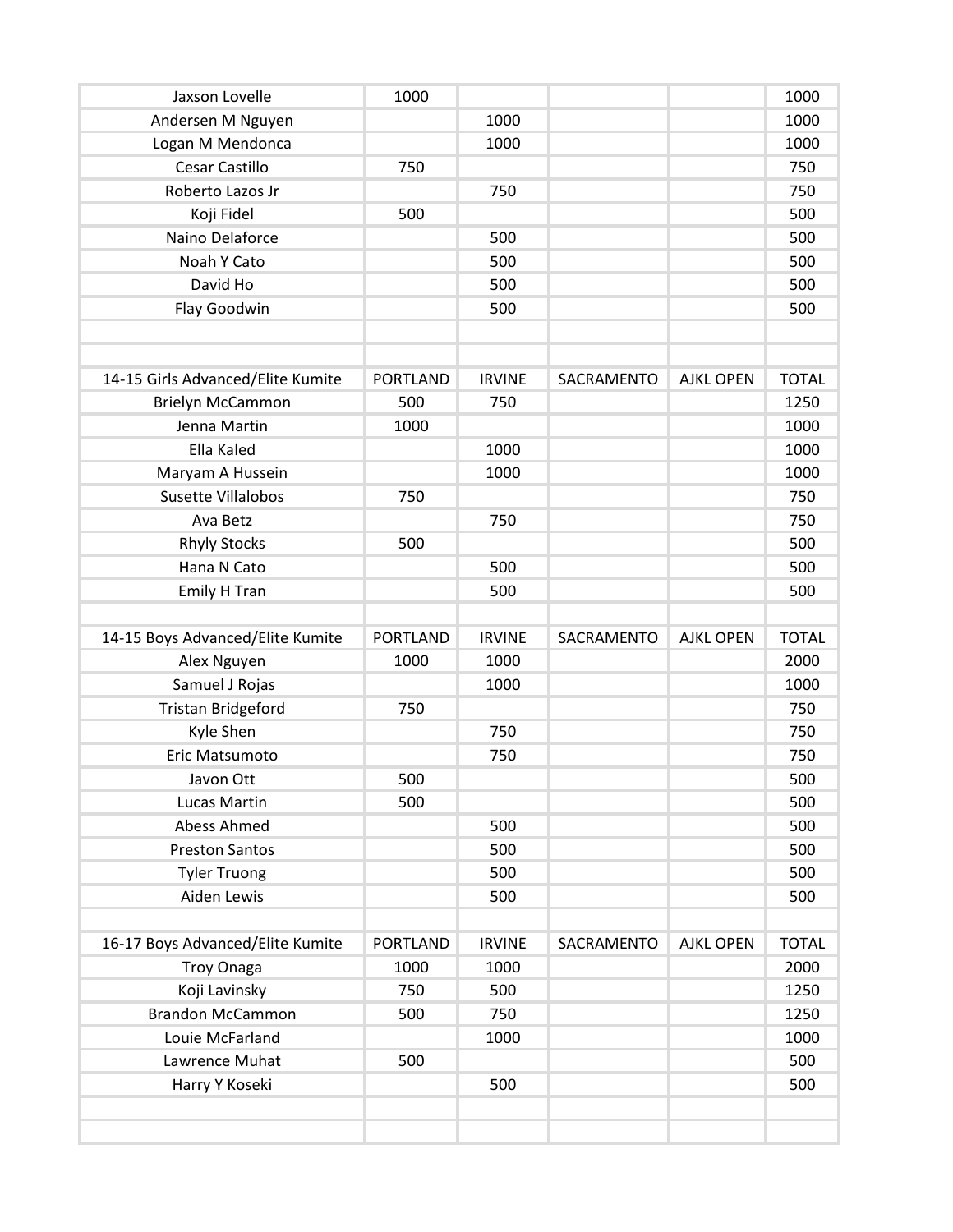| | | | | | |
|---|---|---|---|---|---|
| Jaxson Lovelle | 1000 | | | | 1000 |
| Andersen M Nguyen | | 1000 | | | 1000 |
| Logan M Mendonca | | 1000 | | | 1000 |
| Cesar Castillo | 750 | | | | 750 |
| Roberto Lazos Jr | | 750 | | | 750 |
| Koji Fidel | 500 | | | | 500 |
| Naino Delaforce | | 500 | | | 500 |
| Noah Y Cato | | 500 | | | 500 |
| David Ho | | 500 | | | 500 |
| Flay Goodwin | | 500 | | | 500 |

| 14-15 Girls Advanced/Elite Kumite | PORTLAND | IRVINE | SACRAMENTO | AJKL OPEN | TOTAL |
|---|---|---|---|---|---|
| Brielyn McCammon | 500 | 750 | | | 1250 |
| Jenna Martin | 1000 | | | | 1000 |
| Ella Kaled | | 1000 | | | 1000 |
| Maryam A Hussein | | 1000 | | | 1000 |
| Susette Villalobos | 750 | | | | 750 |
| Ava Betz | | 750 | | | 750 |
| Rhyly Stocks | 500 | | | | 500 |
| Hana N Cato | | 500 | | | 500 |
| Emily H Tran | | 500 | | | 500 |

| 14-15 Boys Advanced/Elite Kumite | PORTLAND | IRVINE | SACRAMENTO | AJKL OPEN | TOTAL |
|---|---|---|---|---|---|
| Alex Nguyen | 1000 | 1000 | | | 2000 |
| Samuel J Rojas | | 1000 | | | 1000 |
| Tristan Bridgeford | 750 | | | | 750 |
| Kyle Shen | | 750 | | | 750 |
| Eric Matsumoto | | 750 | | | 750 |
| Javon Ott | 500 | | | | 500 |
| Lucas Martin | 500 | | | | 500 |
| Abess Ahmed | | 500 | | | 500 |
| Preston Santos | | 500 | | | 500 |
| Tyler Truong | | 500 | | | 500 |
| Aiden Lewis | | 500 | | | 500 |

| 16-17 Boys Advanced/Elite Kumite | PORTLAND | IRVINE | SACRAMENTO | AJKL OPEN | TOTAL |
|---|---|---|---|---|---|
| Troy Onaga | 1000 | 1000 | | | 2000 |
| Koji Lavinsky | 750 | 500 | | | 1250 |
| Brandon McCammon | 500 | 750 | | | 1250 |
| Louie McFarland | | 1000 | | | 1000 |
| Lawrence Muhat | 500 | | | | 500 |
| Harry Y Koseki | | 500 | | | 500 |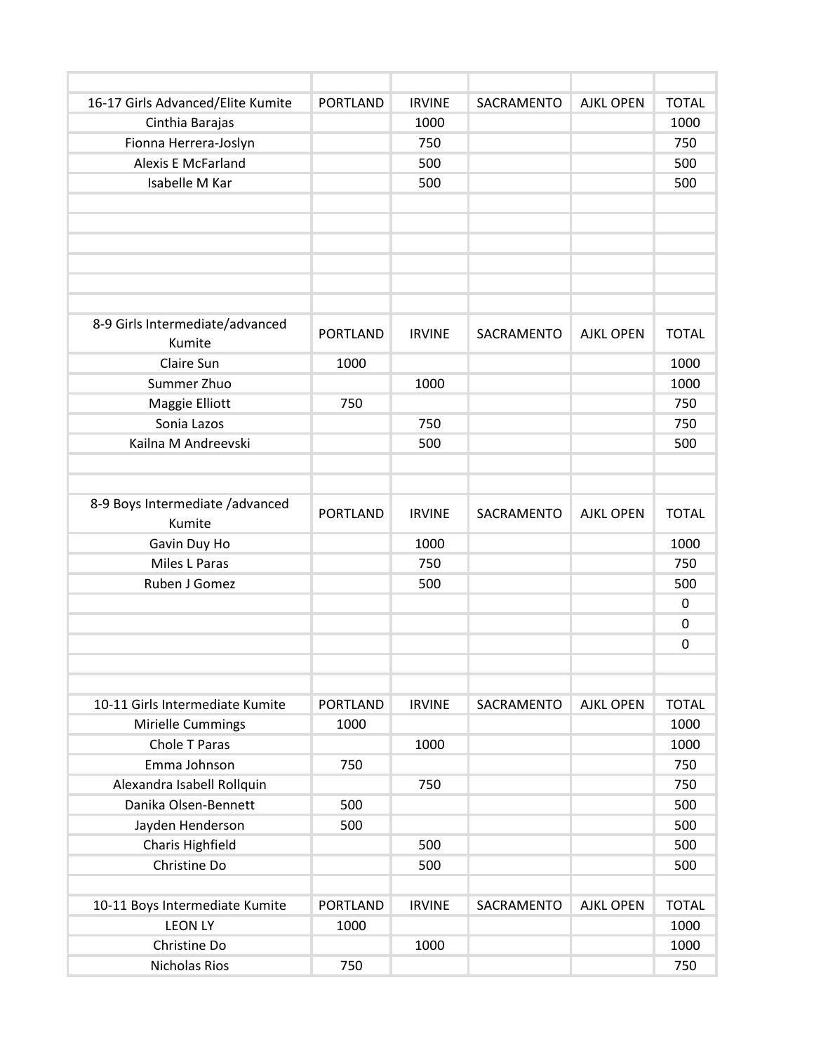| 16-17 Girls Advanced/Elite Kumite | PORTLAND | IRVINE | SACRAMENTO | AJKL OPEN | TOTAL |
|---|---|---|---|---|---|
| Cinthia Barajas | | 1000 | | | 1000 |
| Fionna Herrera-Joslyn | | 750 | | | 750 |
| Alexis E McFarland | | 500 | | | 500 |
| Isabelle M Kar | | 500 | | | 500 |

| 8-9 Girls Intermediate/advanced Kumite | PORTLAND | IRVINE | SACRAMENTO | AJKL OPEN | TOTAL |
|---|---|---|---|---|---|
| Claire Sun | 1000 | | | | 1000 |
| Summer Zhuo | | 1000 | | | 1000 |
| Maggie Elliott | 750 | | | | 750 |
| Sonia Lazos | | 750 | | | 750 |
| Kailna M Andreevski | | 500 | | | 500 |

| 8-9 Boys Intermediate /advanced Kumite | PORTLAND | IRVINE | SACRAMENTO | AJKL OPEN | TOTAL |
|---|---|---|---|---|---|
| Gavin Duy Ho | | 1000 | | | 1000 |
| Miles L Paras | | 750 | | | 750 |
| Ruben J Gomez | | 500 | | | 500 |
| | | | | | 0 |
| | | | | | 0 |
| | | | | | 0 |

| 10-11 Girls Intermediate Kumite | PORTLAND | IRVINE | SACRAMENTO | AJKL OPEN | TOTAL |
|---|---|---|---|---|---|
| Mirielle Cummings | 1000 | | | | 1000 |
| Chole T Paras | | 1000 | | | 1000 |
| Emma Johnson | 750 | | | | 750 |
| Alexandra Isabell Rollquin | | 750 | | | 750 |
| Danika Olsen-Bennett | 500 | | | | 500 |
| Jayden Henderson | 500 | | | | 500 |
| Charis Highfield | | 500 | | | 500 |
| Christine Do | | 500 | | | 500 |

| 10-11 Boys Intermediate Kumite | PORTLAND | IRVINE | SACRAMENTO | AJKL OPEN | TOTAL |
|---|---|---|---|---|---|
| LEON LY | 1000 | | | | 1000 |
| Christine Do | | 1000 | | | 1000 |
| Nicholas Rios | 750 | | | | 750 |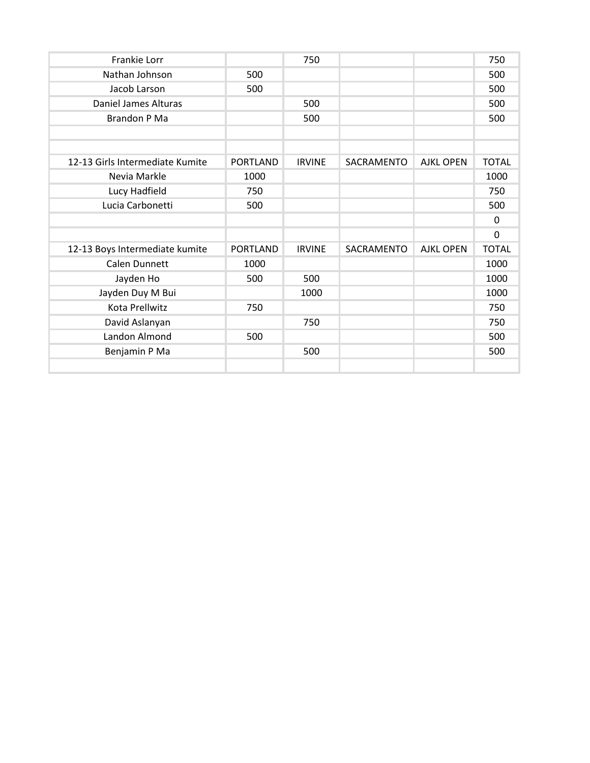| | | | | | |
|---|---|---|---|---|---|
| Frankie Lorr | | 750 | | | 750 |
| Nathan Johnson | 500 | | | | 500 |
| Jacob Larson | 500 | | | | 500 |
| Daniel James Alturas | | 500 | | | 500 |
| Brandon P Ma | | 500 | | | 500 |
| | | | | | |
| | | | | | |
| 12-13 Girls Intermediate Kumite | PORTLAND | IRVINE | SACRAMENTO | AJKL OPEN | TOTAL |
| Nevia Markle | 1000 | | | | 1000 |
| Lucy Hadfield | 750 | | | | 750 |
| Lucia Carbonetti | 500 | | | | 500 |
| | | | | | 0 |
| | | | | | 0 |
| 12-13 Boys Intermediate kumite | PORTLAND | IRVINE | SACRAMENTO | AJKL OPEN | TOTAL |
| Calen Dunnett | 1000 | | | | 1000 |
| Jayden Ho | 500 | 500 | | | 1000 |
| Jayden Duy M Bui | | 1000 | | | 1000 |
| Kota Prellwitz | 750 | | | | 750 |
| David Aslanyan | | 750 | | | 750 |
| Landon Almond | 500 | | | | 500 |
| Benjamin P Ma | | 500 | | | 500 |
| | | | | | |